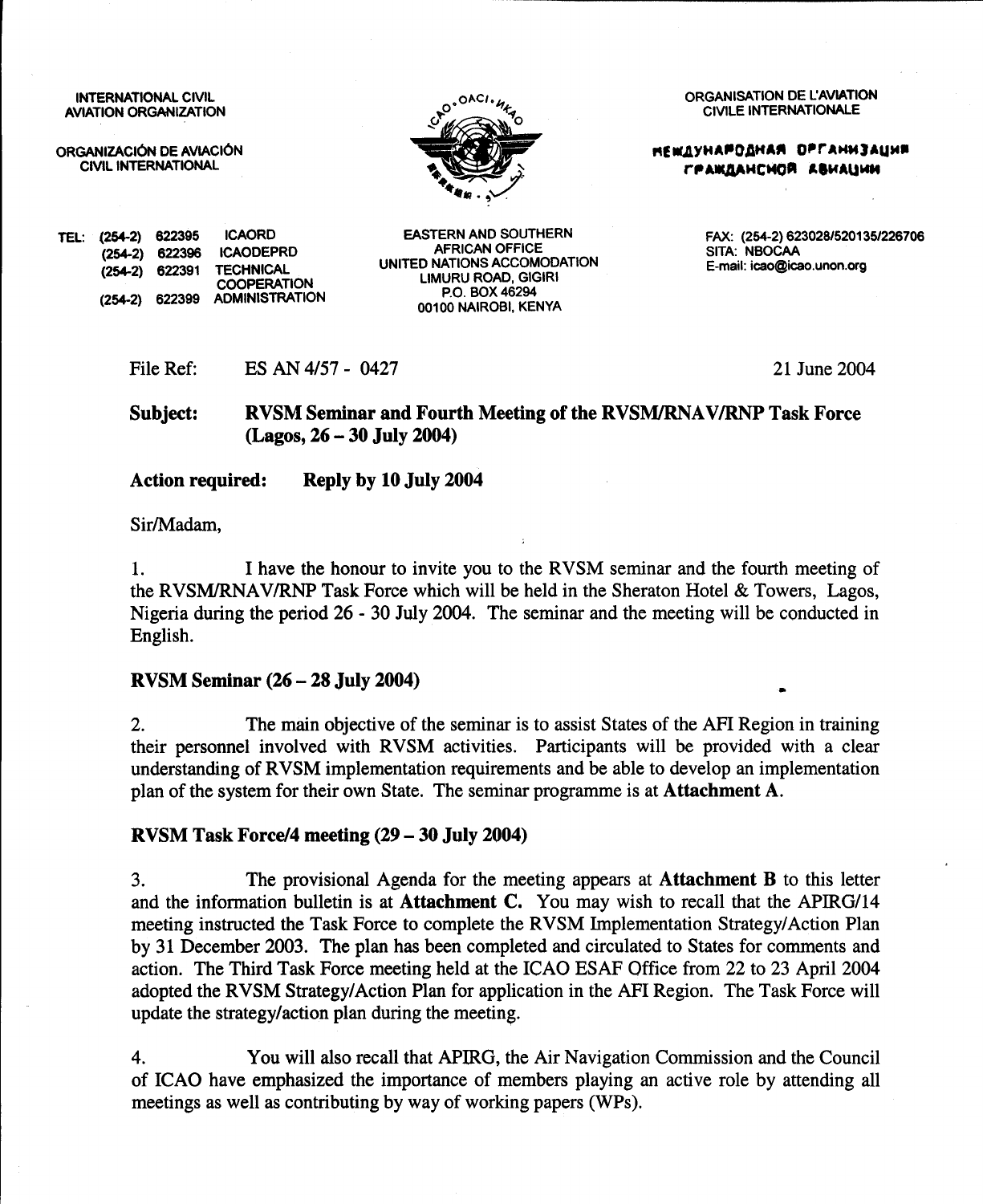INTERNATIONAL CIVIL AVIATION ORGANIZATION

ORGANIZACIÓN DE AVIACIÓN CIVIL INTERNATIONAL

ORGANISATION DE L'AVIATION CIVILE INTERNATIONALE

МЕЖДУНАРОДНАЯ ОРГАНИЗАЦИЯ ГРАЖДАНСКОЙ АВИАЦИИ

TEL: (254-2) 622395 ICAORD
(254-2) 622396 ICAODEPRD
(254-2) 622391 TECHNICAL COOPERATION
(254-2) 622399 ADMINISTRATION

EASTERN AND SOUTHERN AFRICAN OFFICE
UNITED NATIONS ACCOMODATION
LIMURU ROAD, GIGIRI
P.O. BOX 46294
00100 NAIROBI, KENYA

FAX: (254-2) 623028/520135/226706
SITA: NBOCAA
E-mail: icao@icao.unon.org

File Ref: ES AN 4/57 - 0427 21 June 2004

**Subject: RVSM Seminar and Fourth Meeting of the RVSM/RNAV/RNP Task Force (Lagos, 26 – 30 July 2004)**

**Action required: Reply by 10 July 2004**

Sir/Madam,

1. I have the honour to invite you to the RVSM seminar and the fourth meeting of the RVSM/RNAV/RNP Task Force which will be held in the Sheraton Hotel & Towers, Lagos, Nigeria during the period 26 - 30 July 2004. The seminar and the meeting will be conducted in English.

**RVSM Seminar (26 – 28 July 2004)**

2. The main objective of the seminar is to assist States of the AFI Region in training their personnel involved with RVSM activities. Participants will be provided with a clear understanding of RVSM implementation requirements and be able to develop an implementation plan of the system for their own State. The seminar programme is at **Attachment A**.

**RVSM Task Force/4 meeting (29 – 30 July 2004)**

3. The provisional Agenda for the meeting appears at **Attachment B** to this letter and the information bulletin is at **Attachment C.** You may wish to recall that the APIRG/14 meeting instructed the Task Force to complete the RVSM Implementation Strategy/Action Plan by 31 December 2003. The plan has been completed and circulated to States for comments and action. The Third Task Force meeting held at the ICAO ESAF Office from 22 to 23 April 2004 adopted the RVSM Strategy/Action Plan for application in the AFI Region. The Task Force will update the strategy/action plan during the meeting.

4. You will also recall that APIRG, the Air Navigation Commission and the Council of ICAO have emphasized the importance of members playing an active role by attending all meetings as well as contributing by way of working papers (WPs).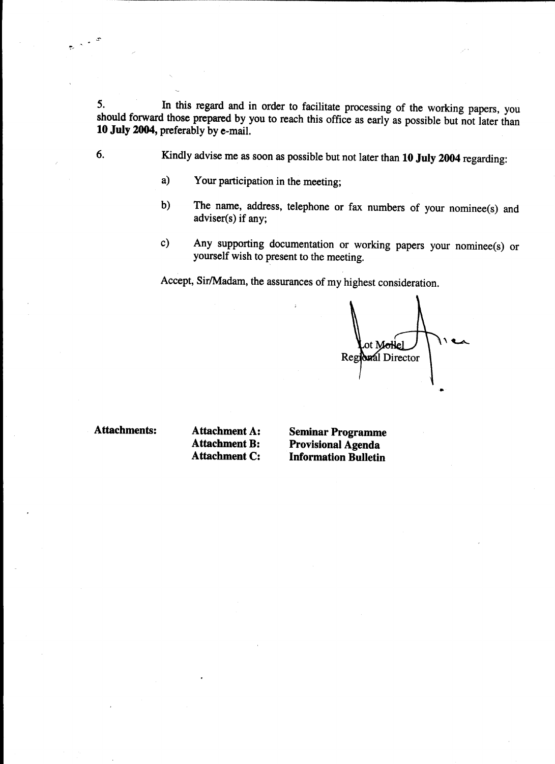5. In this regard and in order to facilitate processing of the working papers, you should forward those prepared by you to reach this office as early as possible but not later than **10 July 2004,** preferably by e-mail.

6. Kindly advise me as soon as possible but not later than **10 July 2004** regarding:

   a) Your participation in the meeting;

   b) The name, address, telephone or fax numbers of your nominee(s) and adviser(s) if any;

   c) Any supporting documentation or working papers your nominee(s) or yourself wish to present to the meeting.

Accept, Sir/Madam, the assurances of my highest consideration.

Lot Mollel
Regional Director

**Attachments:**

| | | |
|---|---|---|
| **Attachments:** | **Attachment A:** | **Seminar Programme** |
| | **Attachment B:** | **Provisional Agenda** |
| | **Attachment C:** | **Information Bulletin** |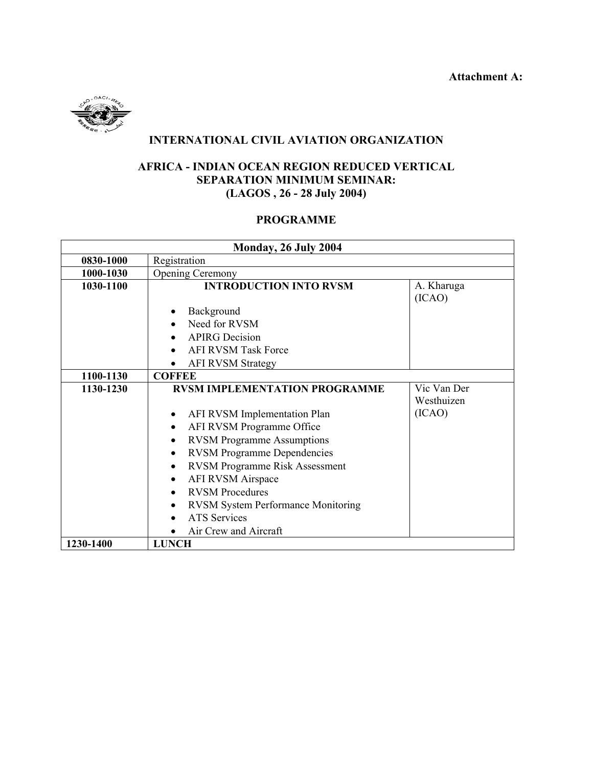**Attachment A:**

**INTERNATIONAL CIVIL AVIATION ORGANIZATION**

**AFRICA - INDIAN OCEAN REGION REDUCED VERTICAL SEPARATION MINIMUM SEMINAR: (LAGOS , 26 - 28 July 2004)**

**PROGRAMME**

| **Monday, 26 July 2004** | | |
|---|---|---|
| **0830-1000** | Registration | |
| **1000-1030** | Opening Ceremony | |
| **1030-1100** | **INTRODUCTION INTO RVSM**<br>• Background<br>• Need for RVSM<br>• APIRG Decision<br>• AFI RVSM Task Force<br>• AFI RVSM Strategy | A. Kharuga (ICAO) |
| **1100-1130** | **COFFEE** | |
| **1130-1230** | **RVSM IMPLEMENTATION PROGRAMME**<br>• AFI RVSM Implementation Plan<br>• AFI RVSM Programme Office<br>• RVSM Programme Assumptions<br>• RVSM Programme Dependencies<br>• RVSM Programme Risk Assessment<br>• AFI RVSM Airspace<br>• RVSM Procedures<br>• RVSM System Performance Monitoring<br>• ATS Services<br>• Air Crew and Aircraft | Vic Van Der Westhuizen (ICAO) |
| **1230-1400** | **LUNCH** | |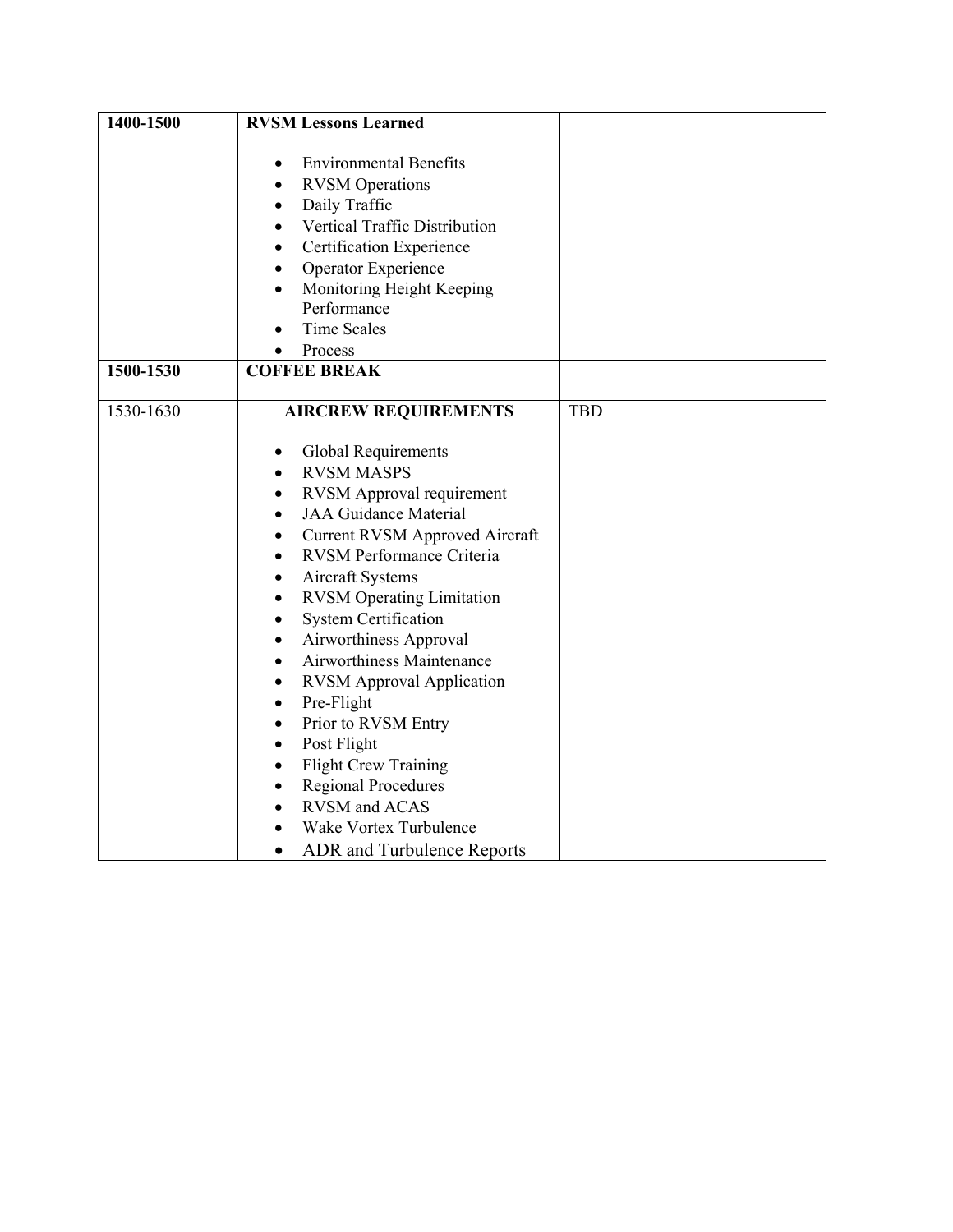| | | |
|---|---|---|
| **1400-1500** | **RVSM Lessons Learned**<br><br>• Environmental Benefits<br>• RVSM Operations<br>• Daily Traffic<br>• Vertical Traffic Distribution<br>• Certification Experience<br>• Operator Experience<br>• Monitoring Height Keeping Performance<br>• Time Scales<br>• Process | |
| **1500-1530** | **COFFEE BREAK** | |
| 1530-1630 | **AIRCREW REQUIREMENTS**<br><br>• Global Requirements<br>• RVSM MASPS<br>• RVSM Approval requirement<br>• JAA Guidance Material<br>• Current RVSM Approved Aircraft<br>• RVSM Performance Criteria<br>• Aircraft Systems<br>• RVSM Operating Limitation<br>• System Certification<br>• Airworthiness Approval<br>• Airworthiness Maintenance<br>• RVSM Approval Application<br>• Pre-Flight<br>• Prior to RVSM Entry<br>• Post Flight<br>• Flight Crew Training<br>• Regional Procedures<br>• RVSM and ACAS<br>• Wake Vortex Turbulence<br>• ADR and Turbulence Reports | TBD |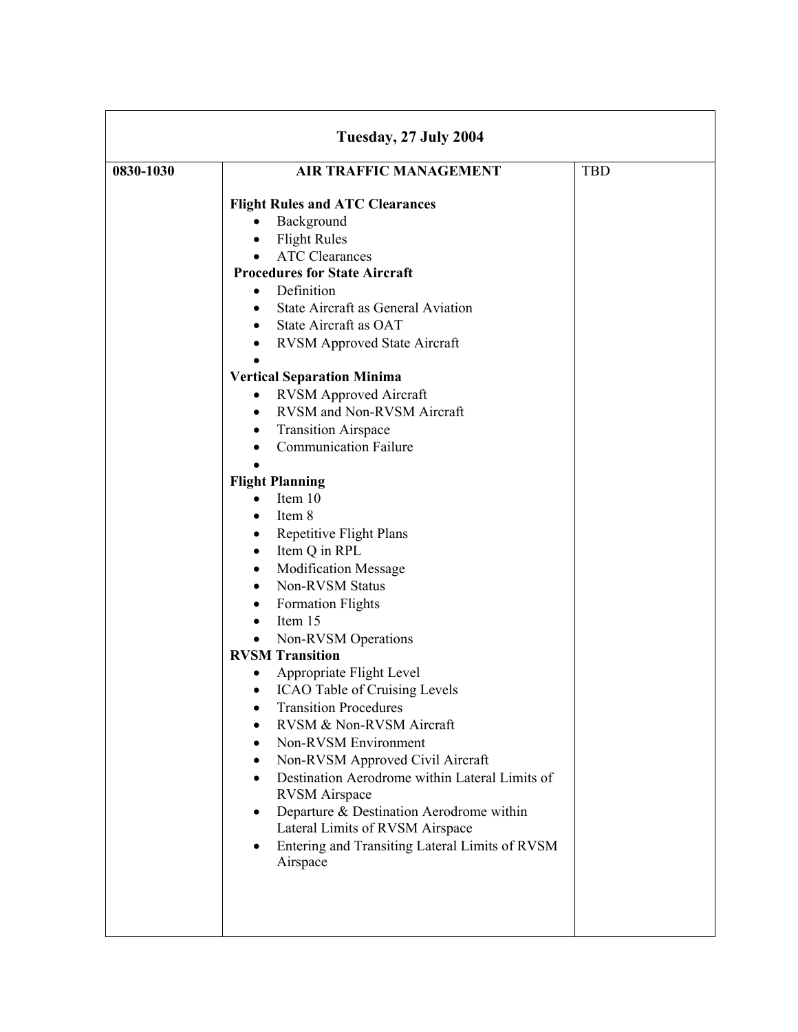| Tuesday, 27 July 2004 | | |
|---|---|---|
| 0830-1030 | **AIR TRAFFIC MANAGEMENT**<br><br>**Flight Rules and ATC Clearances**<br>• Background<br>• Flight Rules<br>• ATC Clearances<br>**Procedures for State Aircraft**<br>• Definition<br>• State Aircraft as General Aviation<br>• State Aircraft as OAT<br>• RVSM Approved State Aircraft<br>•<br>**Vertical Separation Minima**<br>• RVSM Approved Aircraft<br>• RVSM and Non-RVSM Aircraft<br>• Transition Airspace<br>• Communication Failure<br>•<br>**Flight Planning**<br>• Item 10<br>• Item 8<br>• Repetitive Flight Plans<br>• Item Q in RPL<br>• Modification Message<br>• Non-RVSM Status<br>• Formation Flights<br>• Item 15<br>• Non-RVSM Operations<br>**RVSM Transition**<br>• Appropriate Flight Level<br>• ICAO Table of Cruising Levels<br>• Transition Procedures<br>• RVSM & Non-RVSM Aircraft<br>• Non-RVSM Environment<br>• Non-RVSM Approved Civil Aircraft<br>• Destination Aerodrome within Lateral Limits of RVSM Airspace<br>• Departure & Destination Aerodrome within Lateral Limits of RVSM Airspace<br>• Entering and Transiting Lateral Limits of RVSM Airspace | TBD |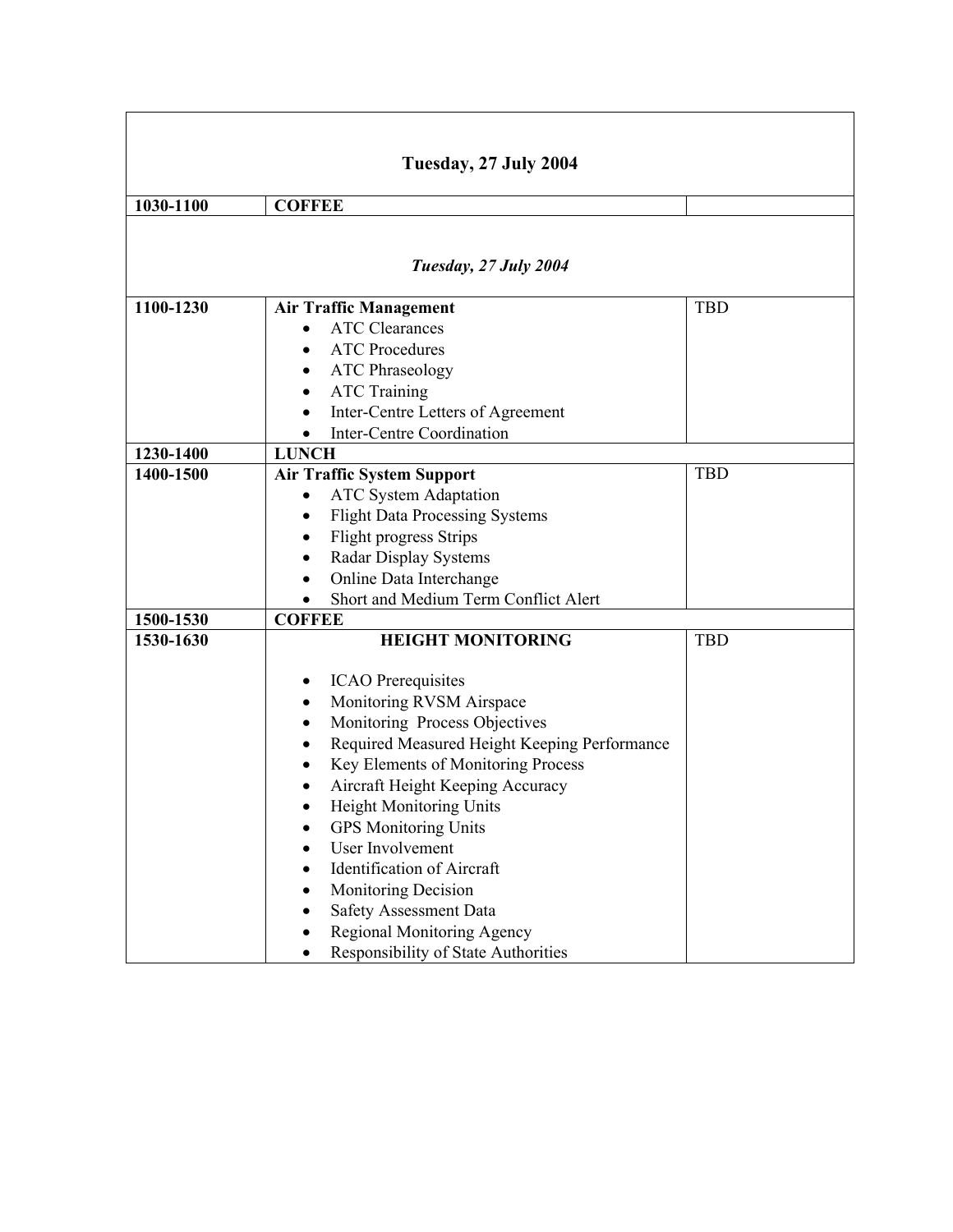| **Tuesday, 27 July 2004** | | |
|---|---|---|
| **1030-1100** | **COFFEE** | |
| ***Tuesday, 27 July 2004*** | | |
| **1100-1230** | **Air Traffic Management**<br>• ATC Clearances<br>• ATC Procedures<br>• ATC Phraseology<br>• ATC Training<br>• Inter-Centre Letters of Agreement<br>• Inter-Centre Coordination | TBD |
| **1230-1400** | **LUNCH** | |
| **1400-1500** | **Air Traffic System Support**<br>• ATC System Adaptation<br>• Flight Data Processing Systems<br>• Flight progress Strips<br>• Radar Display Systems<br>• Online Data Interchange<br>• Short and Medium Term Conflict Alert | TBD |
| **1500-1530** | **COFFEE** | |
| **1530-1630** | **HEIGHT MONITORING**<br>• ICAO Prerequisites<br>• Monitoring RVSM Airspace<br>• Monitoring Process Objectives<br>• Required Measured Height Keeping Performance<br>• Key Elements of Monitoring Process<br>• Aircraft Height Keeping Accuracy<br>• Height Monitoring Units<br>• GPS Monitoring Units<br>• User Involvement<br>• Identification of Aircraft<br>• Monitoring Decision<br>• Safety Assessment Data<br>• Regional Monitoring Agency<br>• Responsibility of State Authorities | TBD |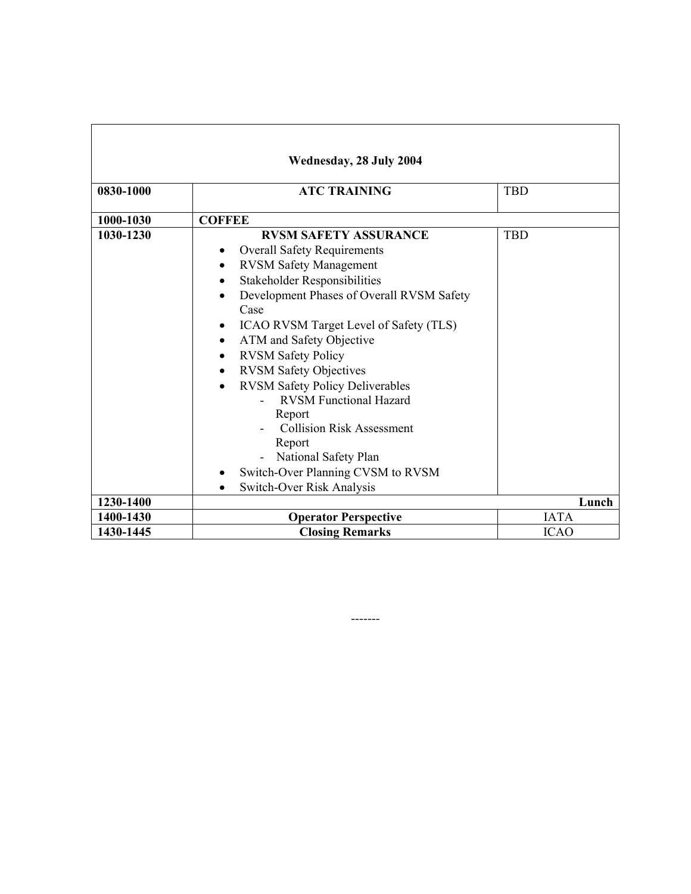| Wednesday, 28 July 2004 | | |
|---|---|---|
| **0830-1000** | **ATC TRAINING** | TBD |
| **1000-1030** | **COFFEE** | |
| **1030-1230** | **RVSM SAFETY ASSURANCE**<br>• Overall Safety Requirements<br>• RVSM Safety Management<br>• Stakeholder Responsibilities<br>• Development Phases of Overall RVSM Safety Case<br>• ICAO RVSM Target Level of Safety (TLS)<br>• ATM and Safety Objective<br>• RVSM Safety Policy<br>• RVSM Safety Objectives<br>• RVSM Safety Policy Deliverables<br>  - RVSM Functional Hazard Report<br>  - Collision Risk Assessment Report<br>  - National Safety Plan<br>• Switch-Over Planning CVSM to RVSM<br>• Switch-Over Risk Analysis | TBD |
| **1230-1400** | | **Lunch** |
| **1400-1430** | **Operator Perspective** | IATA |
| **1430-1445** | **Closing Remarks** | ICAO |

-------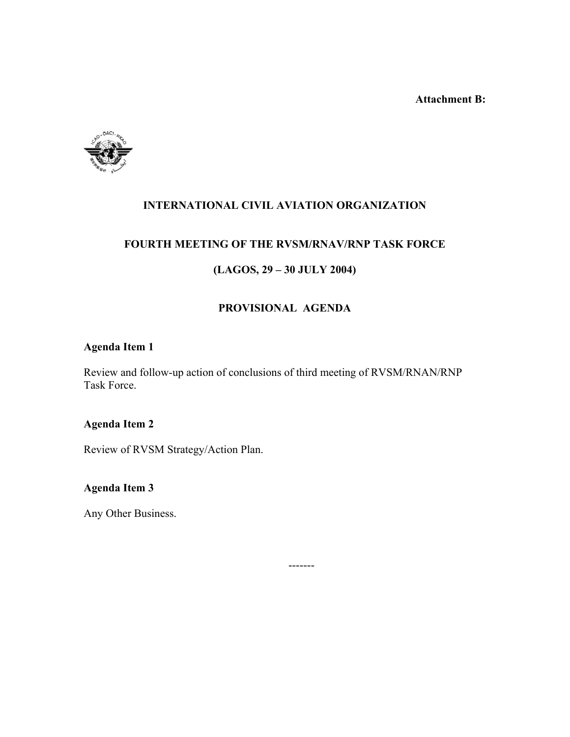**Attachment B:**

# INTERNATIONAL CIVIL AVIATION ORGANIZATION

## FOURTH MEETING OF THE RVSM/RNAV/RNP TASK FORCE

## (LAGOS, 29 – 30 JULY 2004)

## PROVISIONAL AGENDA

**Agenda Item 1**

Review and follow-up action of conclusions of third meeting of RVSM/RNAN/RNP Task Force.

**Agenda Item 2**

Review of RVSM Strategy/Action Plan.

**Agenda Item 3**

Any Other Business.

-------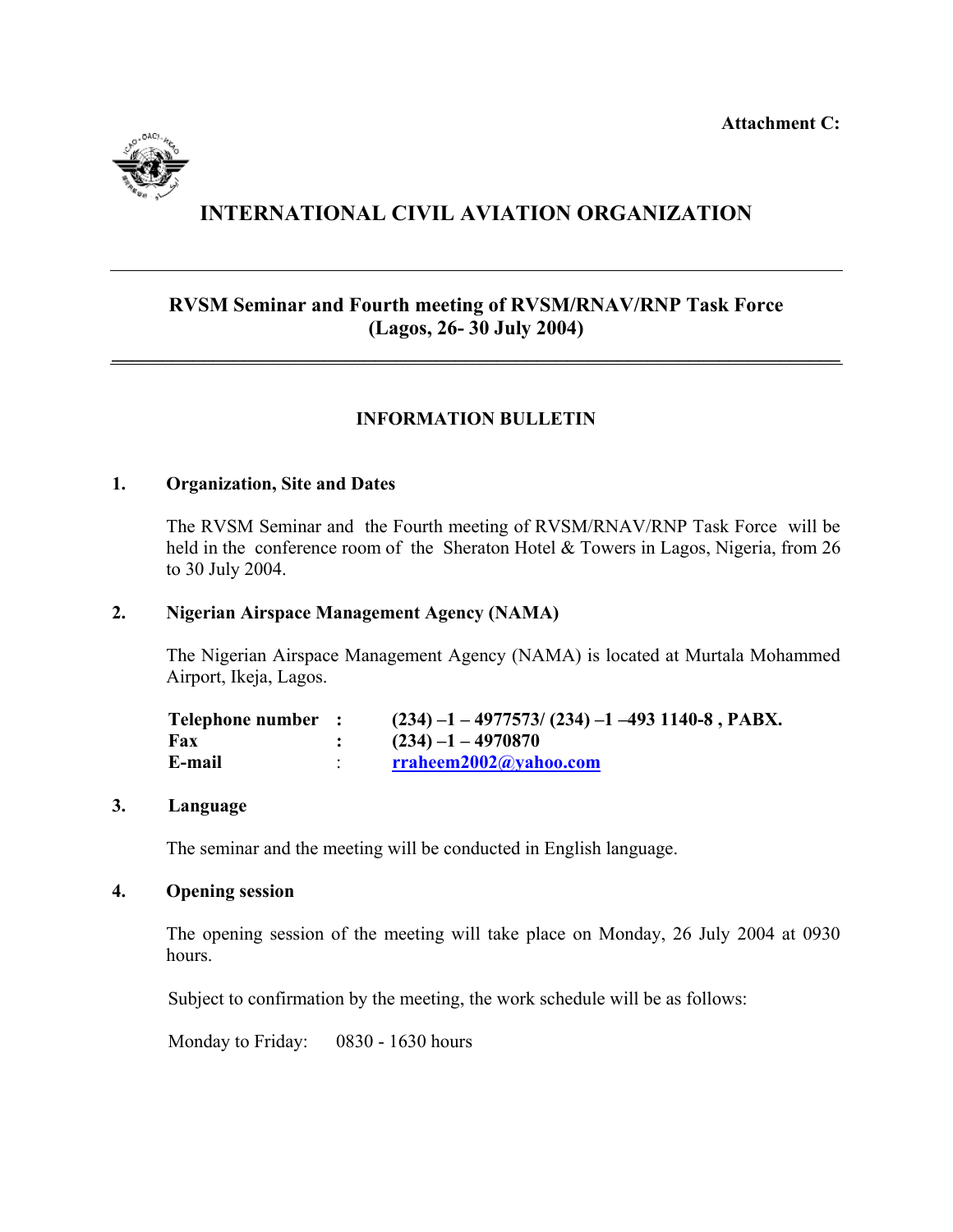**Attachment C:**

# INTERNATIONAL CIVIL AVIATION ORGANIZATION

---

## RVSM Seminar and Fourth meeting of RVSM/RNAV/RNP Task Force (Lagos, 26- 30 July 2004)

---

### INFORMATION BULLETIN

**1. Organization, Site and Dates**

The RVSM Seminar and the Fourth meeting of RVSM/RNAV/RNP Task Force will be held in the conference room of the Sheraton Hotel & Towers in Lagos, Nigeria, from 26 to 30 July 2004.

**2. Nigerian Airspace Management Agency (NAMA)**

The Nigerian Airspace Management Agency (NAMA) is located at Murtala Mohammed Airport, Ikeja, Lagos.

| | | |
|---|---|---|
| **Telephone number** | **:** | **(234) –1 – 4977573/ (234) –1 –493 1140-8 , PABX.** |
| **Fax** | **:** | **(234) –1 – 4970870** |
| **E-mail** | : | **rraheem2002@yahoo.com** |

**3. Language**

The seminar and the meeting will be conducted in English language.

**4. Opening session**

The opening session of the meeting will take place on Monday, 26 July 2004 at 0930 hours.

Subject to confirmation by the meeting, the work schedule will be as follows:

Monday to Friday: 0830 - 1630 hours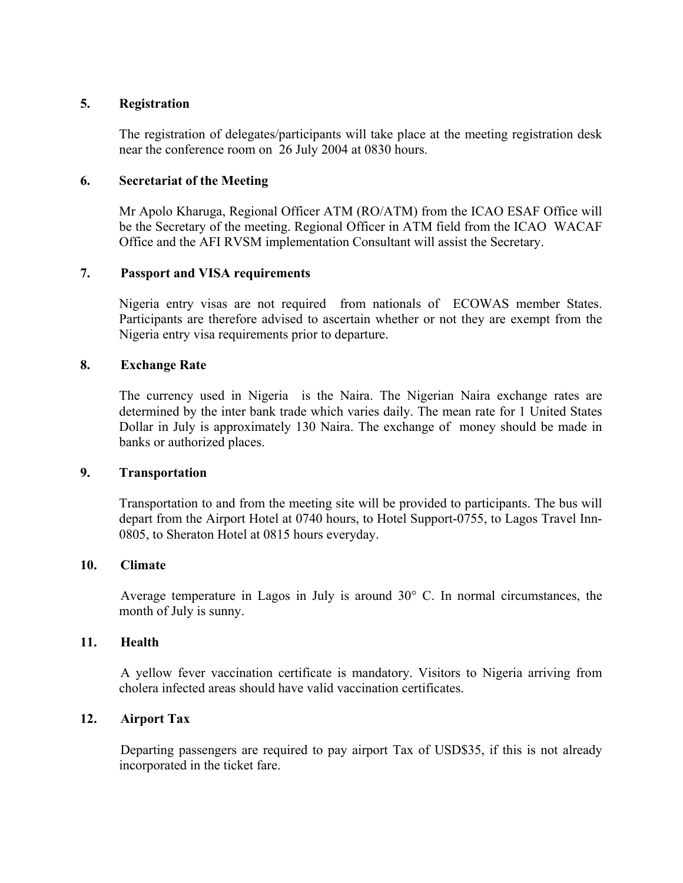## 5. Registration

The registration of delegates/participants will take place at the meeting registration desk near the conference room on 26 July 2004 at 0830 hours.

## 6. Secretariat of the Meeting

Mr Apolo Kharuga, Regional Officer ATM (RO/ATM) from the ICAO ESAF Office will be the Secretary of the meeting. Regional Officer in ATM field from the ICAO WACAF Office and the AFI RVSM implementation Consultant will assist the Secretary.

## 7. Passport and VISA requirements

Nigeria entry visas are not required from nationals of ECOWAS member States. Participants are therefore advised to ascertain whether or not they are exempt from the Nigeria entry visa requirements prior to departure.

## 8. Exchange Rate

The currency used in Nigeria is the Naira. The Nigerian Naira exchange rates are determined by the inter bank trade which varies daily. The mean rate for 1 United States Dollar in July is approximately 130 Naira. The exchange of money should be made in banks or authorized places.

## 9. Transportation

Transportation to and from the meeting site will be provided to participants. The bus will depart from the Airport Hotel at 0740 hours, to Hotel Support-0755, to Lagos Travel Inn-0805, to Sheraton Hotel at 0815 hours everyday.

## 10. Climate

Average temperature in Lagos in July is around 30° C. In normal circumstances, the month of July is sunny.

## 11. Health

A yellow fever vaccination certificate is mandatory. Visitors to Nigeria arriving from cholera infected areas should have valid vaccination certificates.

## 12. Airport Tax

Departing passengers are required to pay airport Tax of USD$35, if this is not already incorporated in the ticket fare.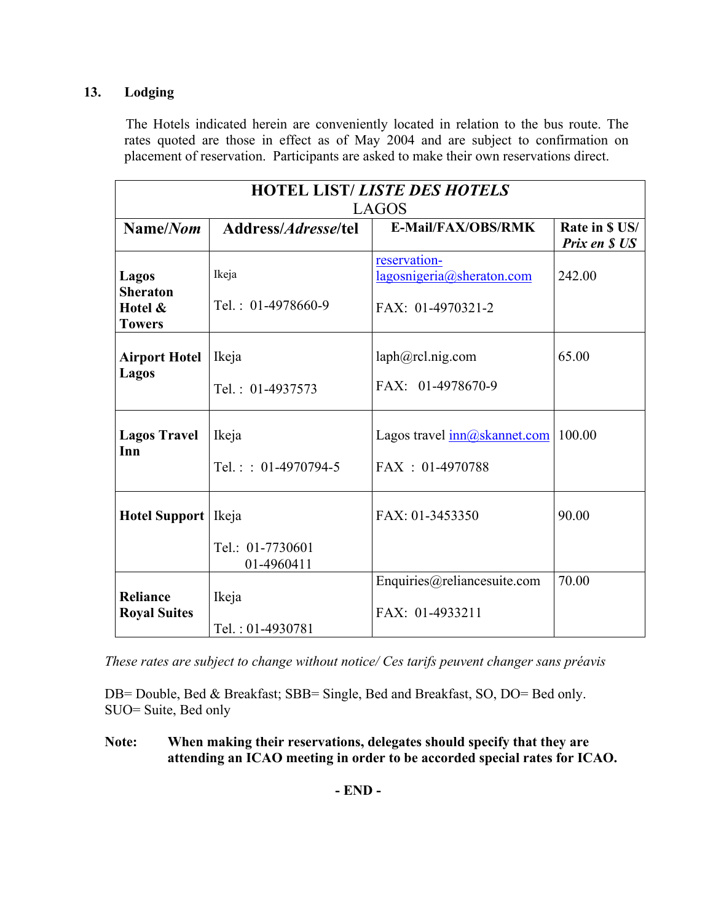## 13. Lodging

The Hotels indicated herein are conveniently located in relation to the bus route. The rates quoted are those in effect as of May 2004 and are subject to confirmation on placement of reservation. Participants are asked to make their own reservations direct.

| **HOTEL LIST/ *LISTE DES HOTELS*** LAGOS | | | |
|---|---|---|---|
| **Name/*Nom*** | **Address/*Adresse*/tel** | **E-Mail/FAX/OBS/RMK** | **Rate in $ US/ *Prix en $ US*** |
| **Lagos Sheraton Hotel & Towers** | Ikeja<br><br>Tel. : 01-4978660-9 | reservation-lagosnigeria@sheraton.com<br><br>FAX: 01-4970321-2 | 242.00 |
| **Airport Hotel Lagos** | Ikeja<br><br>Tel. : 01-4937573 | laph@rcl.nig.com<br><br>FAX: 01-4978670-9 | 65.00 |
| **Lagos Travel Inn** | Ikeja<br><br>Tel. : : 01-4970794-5 | Lagos travel inn@skannet.com<br><br>FAX : 01-4970788 | 100.00 |
| **Hotel Support** | Ikeja<br><br>Tel.: 01-7730601<br>01-4960411 | FAX: 01-3453350 | 90.00 |
| **Reliance Royal Suites** | Ikeja<br><br>Tel. : 01-4930781 | Enquiries@reliancesuite.com<br><br>FAX: 01-4933211 | 70.00 |

*These rates are subject to change without notice/ Ces tarifs peuvent changer sans préavis*

DB= Double, Bed & Breakfast; SBB= Single, Bed and Breakfast, SO, DO= Bed only.
SUO= Suite, Bed only

**Note:** **When making their reservations, delegates should specify that they are attending an ICAO meeting in order to be accorded special rates for ICAO.**

**- END -**